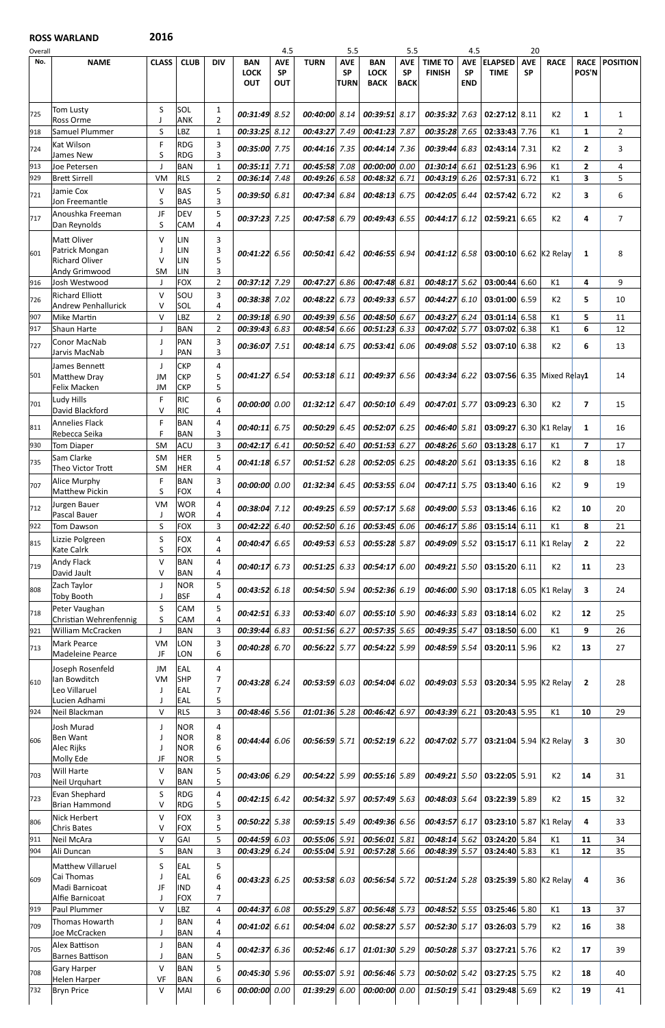**ROSS WARLAND** **2016**

| Overall No. | NAME | CLASS | CLUB | DIV | BAN LOCK OUT | AVE SP OUT (4.5) | TURN | AVE SP TURN (5.5) | BAN LOCK BACK | AVE SP BACK (5.5) | TIME TO FINISH | AVE SP END (4.5) | ELAPSED TIME | AVE SP (20) | RACE | RACE POS'N | POSITION |
|---|---|---|---|---|---|---|---|---|---|---|---|---|---|---|---|---|---|
| 725 | Tom Lusty<br>Ross Orme | S<br>J | SOL<br>ANK | 1<br>2 | 00:31:49 | 8.52 | 00:40:00 | 8.14 | 00:39:51 | 8.17 | 00:35:32 | 7.63 | 02:27:12 | 8.11 | K2 | 1 | 1 |
| 918 | Samuel Plummer | S | LBZ | 1 | 00:33:25 | 8.12 | 00:43:27 | 7.49 | 00:41:23 | 7.87 | 00:35:28 | 7.65 | 02:33:43 | 7.76 | K1 | 1 | 2 |
| 724 | Kat Wilson<br>James New | F<br>S | RDG<br>RDG | 3<br>3 | 00:35:00 | 7.75 | 00:44:16 | 7.35 | 00:44:14 | 7.36 | 00:39:44 | 6.83 | 02:43:14 | 7.31 | K2 | 2 | 3 |
| 913 | Joe Petersen | J | BAN | 1 | 00:35:11 | 7.71 | 00:45:58 | 7.08 | 00:00:00 | 0.00 | 01:30:14 | 6.61 | 02:51:23 | 6.96 | K1 | 2 | 4 |
| 929 | Brett Sirrell | VM | RLS | 2 | 00:36:14 | 7.48 | 00:49:26 | 6.58 | 00:48:32 | 6.71 | 00:43:19 | 6.26 | 02:57:31 | 6.72 | K1 | 3 | 5 |
| 721 | Jamie Cox<br>Jon Freemantle | V<br>S | BAS<br>BAS | 5<br>3 | 00:39:50 | 6.81 | 00:47:34 | 6.84 | 00:48:13 | 6.75 | 00:42:05 | 6.44 | 02:57:42 | 6.72 | K2 | 3 | 6 |
| 717 | Anoushka Freeman<br>Dan Reynolds | JF<br>S | DEV<br>CAM | 5<br>4 | 00:37:23 | 7.25 | 00:47:58 | 6.79 | 00:49:43 | 6.55 | 00:44:17 | 6.12 | 02:59:21 | 6.65 | K2 | 4 | 7 |
| 601 | Matt Oliver<br>Patrick Mongan<br>Richard Oliver<br>Andy Grimwood | V<br>J<br>V<br>SM | LIN<br>LIN<br>LIN<br>LIN | 3<br>3<br>5<br>3 | 00:41:22 | 6.56 | 00:50:41 | 6.42 | 00:46:55 | 6.94 | 00:41:12 | 6.58 | 03:00:10 | 6.62 | K2 Relay | 1 | 8 |
| 916 | Josh Westwood | J | FOX | 2 | 00:37:12 | 7.29 | 00:47:27 | 6.86 | 00:47:48 | 6.81 | 00:48:17 | 5.62 | 03:00:44 | 6.60 | K1 | 4 | 9 |
| 726 | Richard Elliott<br>Andrew Penhallurick | V<br>V | SOU<br>SOL | 3<br>4 | 00:38:38 | 7.02 | 00:48:22 | 6.73 | 00:49:33 | 6.57 | 00:44:27 | 6.10 | 03:01:00 | 6.59 | K2 | 5 | 10 |
| 907 | Mike Martin | V | LBZ | 2 | 00:39:18 | 6.90 | 00:49:39 | 6.56 | 00:48:50 | 6.67 | 00:43:27 | 6.24 | 03:01:14 | 6.58 | K1 | 5 | 11 |
| 917 | Shaun Harte | J | BAN | 2 | 00:39:43 | 6.83 | 00:48:54 | 6.66 | 00:51:23 | 6.33 | 00:47:02 | 5.77 | 03:07:02 | 6.38 | K1 | 6 | 12 |
| 727 | Conor MacNab<br>Jarvis MacNab | J<br>J | PAN<br>PAN | 3<br>3 | 00:36:07 | 7.51 | 00:48:14 | 6.75 | 00:53:41 | 6.06 | 00:49:08 | 5.52 | 03:07:10 | 6.38 | K2 | 6 | 13 |
| 501 | James Bennett<br>Matthew Dray<br>Felix Macken | J<br>JM<br>JM | CKP<br>CKP<br>CKP | 4<br>5<br>5 | 00:41:27 | 6.54 | 00:53:18 | 6.11 | 00:49:37 | 6.56 | 00:43:34 | 6.22 | 03:07:56 | 6.35 | Mixed Relay | 1 | 14 |
| 701 | Ludy Hills<br>David Blackford | F<br>V | RIC<br>RIC | 6<br>4 | 00:00:00 | 0.00 | 01:32:12 | 6.47 | 00:50:10 | 6.49 | 00:47:01 | 5.77 | 03:09:23 | 6.30 | K2 | 7 | 15 |
| 811 | Annelies Flack<br>Rebecca Seika | F<br>F | BAN<br>BAN | 4<br>3 | 00:40:11 | 6.75 | 00:50:29 | 6.45 | 00:52:07 | 6.25 | 00:46:40 | 5.81 | 03:09:27 | 6.30 | K1 Relay | 1 | 16 |
| 930 | Tom Diaper | SM | ACU | 3 | 00:42:17 | 6.41 | 00:50:52 | 6.40 | 00:51:53 | 6.27 | 00:48:26 | 5.60 | 03:13:28 | 6.17 | K1 | 7 | 17 |
| 735 | Sam Clarke<br>Theo Victor Trott | SM<br>SM | HER<br>HER | 5<br>4 | 00:41:18 | 6.57 | 00:51:52 | 6.28 | 00:52:05 | 6.25 | 00:48:20 | 5.61 | 03:13:35 | 6.16 | K2 | 8 | 18 |
| 707 | Alice Murphy<br>Matthew Pickin | F<br>S | BAN<br>FOX | 3<br>4 | 00:00:00 | 0.00 | 01:32:34 | 6.45 | 00:53:55 | 6.04 | 00:47:11 | 5.75 | 03:13:40 | 6.16 | K2 | 9 | 19 |
| 712 | Jurgen Bauer<br>Pascal Bauer | VM<br>J | WOR<br>WOR | 4<br>4 | 00:38:04 | 7.12 | 00:49:25 | 6.59 | 00:57:17 | 5.68 | 00:49:00 | 5.53 | 03:13:46 | 6.16 | K2 | 10 | 20 |
| 922 | Tom Dawson | S | FOX | 3 | 00:42:22 | 6.40 | 00:52:50 | 6.16 | 00:53:45 | 6.06 | 00:46:17 | 5.86 | 03:15:14 | 6.11 | K1 | 8 | 21 |
| 815 | Lizzie Polgreen<br>Kate Calrk | S<br>S | FOX<br>FOX | 4<br>4 | 00:40:47 | 6.65 | 00:49:53 | 6.53 | 00:55:28 | 5.87 | 00:49:09 | 5.52 | 03:15:17 | 6.11 | K1 Relay | 2 | 22 |
| 719 | Andy Flack<br>David Jault | V<br>V | BAN<br>BAN | 4<br>4 | 00:40:17 | 6.73 | 00:51:25 | 6.33 | 00:54:17 | 6.00 | 00:49:21 | 5.50 | 03:15:20 | 6.11 | K2 | 11 | 23 |
| 808 | Zach Taylor<br>Toby Booth | J<br>J | NOR<br>BSF | 5<br>4 | 00:43:52 | 6.18 | 00:54:50 | 5.94 | 00:52:36 | 6.19 | 00:46:00 | 5.90 | 03:17:18 | 6.05 | K1 Relay | 3 | 24 |
| 718 | Peter Vaughan<br>Christian Wehrenfennig | S<br>S | CAM<br>CAM | 5<br>4 | 00:42:51 | 6.33 | 00:53:40 | 6.07 | 00:55:10 | 5.90 | 00:46:33 | 5.83 | 03:18:14 | 6.02 | K2 | 12 | 25 |
| 921 | William McCracken | J | BAN | 3 | 00:39:44 | 6.83 | 00:51:56 | 6.27 | 00:57:35 | 5.65 | 00:49:35 | 5.47 | 03:18:50 | 6.00 | K1 | 9 | 26 |
| 713 | Mark Pearce<br>Madeleine Pearce | VM<br>JF | LON<br>LON | 3<br>6 | 00:40:28 | 6.70 | 00:56:22 | 5.77 | 00:54:22 | 5.99 | 00:48:59 | 5.54 | 03:20:11 | 5.96 | K2 | 13 | 27 |
| 610 | Joseph Rosenfeld<br>Ian Bowditch<br>Leo Villaruel<br>Lucien Adhami | JM<br>VM<br>J<br>J | EAL<br>SHP<br>EAL<br>EAL | 4<br>7<br>7<br>5 | 00:43:28 | 6.24 | 00:53:59 | 6.03 | 00:54:04 | 6.02 | 00:49:03 | 5.53 | 03:20:34 | 5.95 | K2 Relay | 2 | 28 |
| 924 | Neil Blackman | V | RLS | 3 | 00:48:46 | 5.56 | 01:01:36 | 5.28 | 00:46:42 | 6.97 | 00:43:39 | 6.21 | 03:20:43 | 5.95 | K1 | 10 | 29 |
| 606 | Josh Murad<br>Ben Want<br>Alec Rijks<br>Molly Ede | J<br>J<br>J<br>JF | NOR<br>NOR<br>NOR<br>NOR | 4<br>8<br>6<br>5 | 00:44:44 | 6.06 | 00:56:59 | 5.71 | 00:52:19 | 6.22 | 00:47:02 | 5.77 | 03:21:04 | 5.94 | K2 Relay | 3 | 30 |
| 703 | Will Harte<br>Neil Urquhart | V<br>V | BAN<br>BAN | 5<br>5 | 00:43:06 | 6.29 | 00:54:22 | 5.99 | 00:55:16 | 5.89 | 00:49:21 | 5.50 | 03:22:05 | 5.91 | K2 | 14 | 31 |
| 723 | Evan Shephard<br>Brian Hammond | S<br>V | RDG<br>RDG | 4<br>5 | 00:42:15 | 6.42 | 00:54:32 | 5.97 | 00:57:49 | 5.63 | 00:48:03 | 5.64 | 03:22:39 | 5.89 | K2 | 15 | 32 |
| 806 | Nick Herbert<br>Chris Bates | V<br>V | FOX<br>FOX | 3<br>5 | 00:50:22 | 5.38 | 00:59:15 | 5.49 | 00:49:36 | 6.56 | 00:43:57 | 6.17 | 03:23:10 | 5.87 | K1 Relay | 4 | 33 |
| 911 | Neil McAra | V | GAI | 5 | 00:44:59 | 6.03 | 00:55:06 | 5.91 | 00:56:01 | 5.81 | 00:48:14 | 5.62 | 03:24:20 | 5.84 | K1 | 11 | 34 |
| 904 | Ali Duncan | S | BAN | 3 | 00:43:29 | 6.24 | 00:55:04 | 5.91 | 00:57:28 | 5.66 | 00:48:39 | 5.57 | 03:24:40 | 5.83 | K1 | 12 | 35 |
| 609 | Matthew Villaruel<br>Cai Thomas<br>Madi Barnicoat<br>Alfie Barnicoat | S<br>J<br>JF<br>J | EAL<br>EAL<br>IND<br>FOX | 5<br>6<br>4<br>7 | 00:43:23 | 6.25 | 00:53:58 | 6.03 | 00:56:54 | 5.72 | 00:51:24 | 5.28 | 03:25:39 | 5.80 | K2 Relay | 4 | 36 |
| 919 | Paul Plummer | V | LBZ | 4 | 00:44:37 | 6.08 | 00:55:29 | 5.87 | 00:56:48 | 5.73 | 00:48:52 | 5.55 | 03:25:46 | 5.80 | K1 | 13 | 37 |
| 709 | Thomas Howarth<br>Joe McCracken | J<br>J | BAN<br>BAN | 4<br>4 | 00:41:02 | 6.61 | 00:54:04 | 6.02 | 00:58:27 | 5.57 | 00:52:30 | 5.17 | 03:26:03 | 5.79 | K2 | 16 | 38 |
| 705 | Alex Battison<br>Barnes Battison | J<br>J | BAN<br>BAN | 4<br>5 | 00:42:37 | 6.36 | 00:52:46 | 6.17 | 01:01:30 | 5.29 | 00:50:28 | 5.37 | 03:27:21 | 5.76 | K2 | 17 | 39 |
| 708 | Gary Harper<br>Helen Harper | V<br>VF | BAN<br>BAN | 5<br>6 | 00:45:30 | 5.96 | 00:55:07 | 5.91 | 00:56:46 | 5.73 | 00:50:02 | 5.42 | 03:27:25 | 5.75 | K2 | 18 | 40 |
| 732 | Bryn Price | V | MAI | 6 | 00:00:00 | 0.00 | 01:39:29 | 6.00 | 00:00:00 | 0.00 | 01:50:19 | 5.41 | 03:29:48 | 5.69 | K2 | 19 | 41 |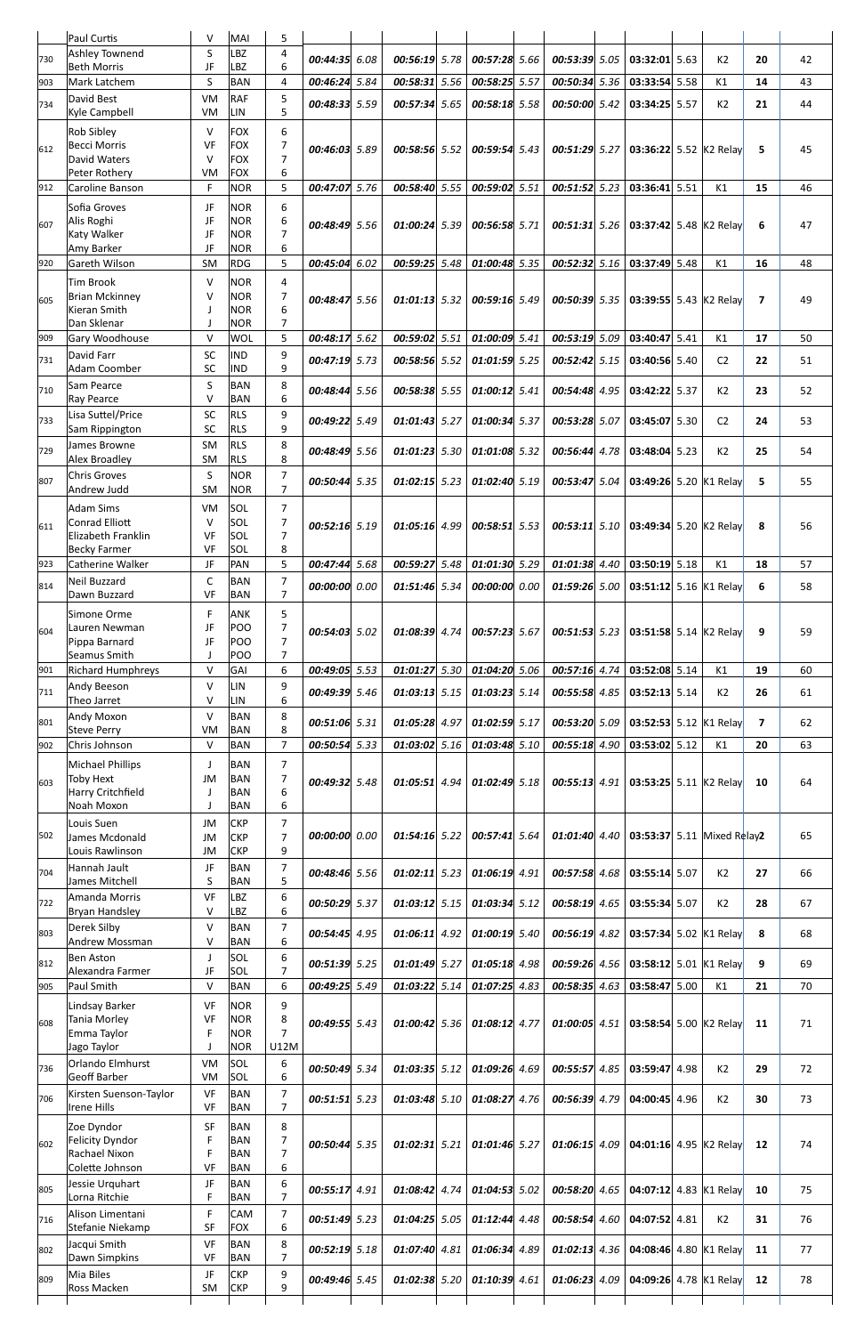| | Name | Cat | Club | | Leg 1 | Pace | Leg 2 | Pace | Leg 3 | Pace | Leg 4 | Pace | Total | Pace | Class | Class Pos | Pos |
|---|---|---|---|---|---|---|---|---|---|---|---|---|---|---|---|---|---|
| | Paul Curtis | V | MAI | 5 | | | | | | | | | | | | | |
| 730 | Ashley Townend<br>Beth Morris | S<br>JF | LBZ<br>LBZ | 4<br>6 | 00:44:35 | 6.08 | 00:56:19 | 5.78 | 00:57:28 | 5.66 | 00:53:39 | 5.05 | 03:32:01 | 5.63 | K2 | 20 | 42 |
| 903 | Mark Latchem | S | BAN | 4 | 00:46:24 | 5.84 | 00:58:31 | 5.56 | 00:58:25 | 5.57 | 00:50:34 | 5.36 | 03:33:54 | 5.58 | K1 | 14 | 43 |
| 734 | David Best<br>Kyle Campbell | VM<br>VM | RAF<br>LIN | 5<br>5 | 00:48:33 | 5.59 | 00:57:34 | 5.65 | 00:58:18 | 5.58 | 00:50:00 | 5.42 | 03:34:25 | 5.57 | K2 | 21 | 44 |
| 612 | Rob Sibley<br>Becci Morris<br>David Waters<br>Peter Rothery | V<br>VF<br>V<br>VM | FOX<br>FOX<br>FOX<br>FOX | 6<br>7<br>7<br>6 | 00:46:03 | 5.89 | 00:58:56 | 5.52 | 00:59:54 | 5.43 | 00:51:29 | 5.27 | 03:36:22 | 5.52 | K2 Relay | 5 | 45 |
| 912 | Caroline Banson | F | NOR | 5 | 00:47:07 | 5.76 | 00:58:40 | 5.55 | 00:59:02 | 5.51 | 00:51:52 | 5.23 | 03:36:41 | 5.51 | K1 | 15 | 46 |
| 607 | Sofia Groves<br>Alis Roghi<br>Katy Walker<br>Amy Barker | JF<br>JF<br>JF<br>JF | NOR<br>NOR<br>NOR<br>NOR | 6<br>6<br>7<br>6 | 00:48:49 | 5.56 | 01:00:24 | 5.39 | 00:56:58 | 5.71 | 00:51:31 | 5.26 | 03:37:42 | 5.48 | K2 Relay | 6 | 47 |
| 920 | Gareth Wilson | SM | RDG | 5 | 00:45:04 | 6.02 | 00:59:25 | 5.48 | 01:00:48 | 5.35 | 00:52:32 | 5.16 | 03:37:49 | 5.48 | K1 | 16 | 48 |
| 605 | Tim Brook<br>Brian Mckinney<br>Kieran Smith<br>Dan Sklenar | V<br>V<br>J<br>J | NOR<br>NOR<br>NOR<br>NOR | 4<br>7<br>6<br>7 | 00:48:47 | 5.56 | 01:01:13 | 5.32 | 00:59:16 | 5.49 | 00:50:39 | 5.35 | 03:39:55 | 5.43 | K2 Relay | 7 | 49 |
| 909 | Gary Woodhouse | V | WOL | 5 | 00:48:17 | 5.62 | 00:59:02 | 5.51 | 01:00:09 | 5.41 | 00:53:19 | 5.09 | 03:40:47 | 5.41 | K1 | 17 | 50 |
| 731 | David Farr<br>Adam Coomber | SC<br>SC | IND<br>IND | 9<br>9 | 00:47:19 | 5.73 | 00:58:56 | 5.52 | 01:01:59 | 5.25 | 00:52:42 | 5.15 | 03:40:56 | 5.40 | C2 | 22 | 51 |
| 710 | Sam Pearce<br>Ray Pearce | S<br>V | BAN<br>BAN | 8<br>6 | 00:48:44 | 5.56 | 00:58:38 | 5.55 | 01:00:12 | 5.41 | 00:54:48 | 4.95 | 03:42:22 | 5.37 | K2 | 23 | 52 |
| 733 | Lisa Suttel/Price<br>Sam Rippington | SC<br>SC | RLS<br>RLS | 9<br>9 | 00:49:22 | 5.49 | 01:01:43 | 5.27 | 01:00:34 | 5.37 | 00:53:28 | 5.07 | 03:45:07 | 5.30 | C2 | 24 | 53 |
| 729 | James Browne<br>Alex Broadley | SM<br>SM | RLS<br>RLS | 8<br>8 | 00:48:49 | 5.56 | 01:01:23 | 5.30 | 01:01:08 | 5.32 | 00:56:44 | 4.78 | 03:48:04 | 5.23 | K2 | 25 | 54 |
| 807 | Chris Groves<br>Andrew Judd | S<br>SM | NOR<br>NOR | 7<br>7 | 00:50:44 | 5.35 | 01:02:15 | 5.23 | 01:02:40 | 5.19 | 00:53:47 | 5.04 | 03:49:26 | 5.20 | K1 Relay | 5 | 55 |
| 611 | Adam Sims<br>Conrad Elliott<br>Elizabeth Franklin<br>Becky Farmer | VM<br>V<br>VF<br>VF | SOL<br>SOL<br>SOL<br>SOL | 7<br>7<br>7<br>8 | 00:52:16 | 5.19 | 01:05:16 | 4.99 | 00:58:51 | 5.53 | 00:53:11 | 5.10 | 03:49:34 | 5.20 | K2 Relay | 8 | 56 |
| 923 | Catherine Walker | JF | PAN | 5 | 00:47:44 | 5.68 | 00:59:27 | 5.48 | 01:01:30 | 5.29 | 01:01:38 | 4.40 | 03:50:19 | 5.18 | K1 | 18 | 57 |
| 814 | Neil Buzzard<br>Dawn Buzzard | C<br>VF | BAN<br>BAN | 7<br>7 | 00:00:00 | 0.00 | 01:51:46 | 5.34 | 00:00:00 | 0.00 | 01:59:26 | 5.00 | 03:51:12 | 5.16 | K1 Relay | 6 | 58 |
| 604 | Simone Orme<br>Lauren Newman<br>Pippa Barnard<br>Seamus Smith | F<br>JF<br>JF<br>J | ANK<br>POO<br>POO<br>POO | 5<br>7<br>7<br>7 | 00:54:03 | 5.02 | 01:08:39 | 4.74 | 00:57:23 | 5.67 | 00:51:53 | 5.23 | 03:51:58 | 5.14 | K2 Relay | 9 | 59 |
| 901 | Richard Humphreys | V | GAI | 6 | 00:49:05 | 5.53 | 01:01:27 | 5.30 | 01:04:20 | 5.06 | 00:57:16 | 4.74 | 03:52:08 | 5.14 | K1 | 19 | 60 |
| 711 | Andy Beeson<br>Theo Jarret | V<br>V | LIN<br>LIN | 9<br>6 | 00:49:39 | 5.46 | 01:03:13 | 5.15 | 01:03:23 | 5.14 | 00:55:58 | 4.85 | 03:52:13 | 5.14 | K2 | 26 | 61 |
| 801 | Andy Moxon<br>Steve Perry | V<br>VM | BAN<br>BAN | 8<br>8 | 00:51:06 | 5.31 | 01:05:28 | 4.97 | 01:02:59 | 5.17 | 00:53:20 | 5.09 | 03:52:53 | 5.12 | K1 Relay | 7 | 62 |
| 902 | Chris Johnson | V | BAN | 7 | 00:50:54 | 5.33 | 01:03:02 | 5.16 | 01:03:48 | 5.10 | 00:55:18 | 4.90 | 03:53:02 | 5.12 | K1 | 20 | 63 |
| 603 | Michael Phillips<br>Toby Hext<br>Harry Critchfield<br>Noah Moxon | J<br>JM<br>J<br>J | BAN<br>BAN<br>BAN<br>BAN | 7<br>7<br>6<br>6 | 00:49:32 | 5.48 | 01:05:51 | 4.94 | 01:02:49 | 5.18 | 00:55:13 | 4.91 | 03:53:25 | 5.11 | K2 Relay | 10 | 64 |
| 502 | Louis Suen<br>James Mcdonald<br>Louis Rawlinson | JM<br>JM<br>JM | CKP<br>CKP<br>CKP | 7<br>7<br>9 | 00:00:00 | 0.00 | 01:54:16 | 5.22 | 00:57:41 | 5.64 | 01:01:40 | 4.40 | 03:53:37 | 5.11 | Mixed Relay | 2 | 65 |
| 704 | Hannah Jault<br>James Mitchell | JF<br>S | BAN<br>BAN | 7<br>5 | 00:48:46 | 5.56 | 01:02:11 | 5.23 | 01:06:19 | 4.91 | 00:57:58 | 4.68 | 03:55:14 | 5.07 | K2 | 27 | 66 |
| 722 | Amanda Morris<br>Bryan Handsley | VF<br>V | LBZ<br>LBZ | 6<br>6 | 00:50:29 | 5.37 | 01:03:12 | 5.15 | 01:03:34 | 5.12 | 00:58:19 | 4.65 | 03:55:34 | 5.07 | K2 | 28 | 67 |
| 803 | Derek Silby<br>Andrew Mossman | V<br>V | BAN<br>BAN | 7<br>6 | 00:54:45 | 4.95 | 01:06:11 | 4.92 | 01:00:19 | 5.40 | 00:56:19 | 4.82 | 03:57:34 | 5.02 | K1 Relay | 8 | 68 |
| 812 | Ben Aston<br>Alexandra Farmer | J<br>JF | SOL<br>SOL | 6<br>7 | 00:51:39 | 5.25 | 01:01:49 | 5.27 | 01:05:18 | 4.98 | 00:59:26 | 4.56 | 03:58:12 | 5.01 | K1 Relay | 9 | 69 |
| 905 | Paul Smith | V | BAN | 6 | 00:49:25 | 5.49 | 01:03:22 | 5.14 | 01:07:25 | 4.83 | 00:58:35 | 4.63 | 03:58:47 | 5.00 | K1 | 21 | 70 |
| 608 | Lindsay Barker<br>Tania Morley<br>Emma Taylor<br>Jago Taylor | VF<br>VF<br>F<br>J | NOR<br>NOR<br>NOR<br>NOR | 9<br>8<br>7<br>U12M | 00:49:55 | 5.43 | 01:00:42 | 5.36 | 01:08:12 | 4.77 | 01:00:05 | 4.51 | 03:58:54 | 5.00 | K2 Relay | 11 | 71 |
| 736 | Orlando Elmhurst<br>Geoff Barber | VM<br>VM | SOL<br>SOL | 6<br>6 | 00:50:49 | 5.34 | 01:03:35 | 5.12 | 01:09:26 | 4.69 | 00:55:57 | 4.85 | 03:59:47 | 4.98 | K2 | 29 | 72 |
| 706 | Kirsten Suenson-Taylor<br>Irene Hills | VF<br>VF | BAN<br>BAN | 7<br>7 | 00:51:51 | 5.23 | 01:03:48 | 5.10 | 01:08:27 | 4.76 | 00:56:39 | 4.79 | 04:00:45 | 4.96 | K2 | 30 | 73 |
| 602 | Zoe Dyndor<br>Felicity Dyndor<br>Rachael Nixon<br>Colette Johnson | SF<br>F<br>F<br>VF | BAN<br>BAN<br>BAN<br>BAN | 8<br>7<br>7<br>6 | 00:50:44 | 5.35 | 01:02:31 | 5.21 | 01:01:46 | 5.27 | 01:06:15 | 4.09 | 04:01:16 | 4.95 | K2 Relay | 12 | 74 |
| 805 | Jessie Urquhart<br>Lorna Ritchie | JF<br>F | BAN<br>BAN | 6<br>7 | 00:55:17 | 4.91 | 01:08:42 | 4.74 | 01:04:53 | 5.02 | 00:58:20 | 4.65 | 04:07:12 | 4.83 | K1 Relay | 10 | 75 |
| 716 | Alison Limentani<br>Stefanie Niekamp | F<br>SF | CAM<br>FOX | 7<br>7 | 00:51:49 | 5.23 | 01:04:25 | 5.05 | 01:12:44 | 4.48 | 00:58:54 | 4.60 | 04:07:52 | 4.81 | K2 | 31 | 76 |
| 802 | Jacqui Smith<br>Dawn Simpkins | VF<br>VF | BAN<br>BAN | 8<br>7 | 00:52:19 | 5.18 | 01:07:40 | 4.81 | 01:06:34 | 4.89 | 01:02:13 | 4.36 | 04:08:46 | 4.80 | K1 Relay | 11 | 77 |
| 809 | Mia Biles<br>Ross Macken | JF<br>SM | CKP<br>CKP | 9<br>9 | 00:49:46 | 5.45 | 01:02:38 | 5.20 | 01:10:39 | 4.61 | 01:06:23 | 4.09 | 04:09:26 | 4.78 | K1 Relay | 12 | 78 |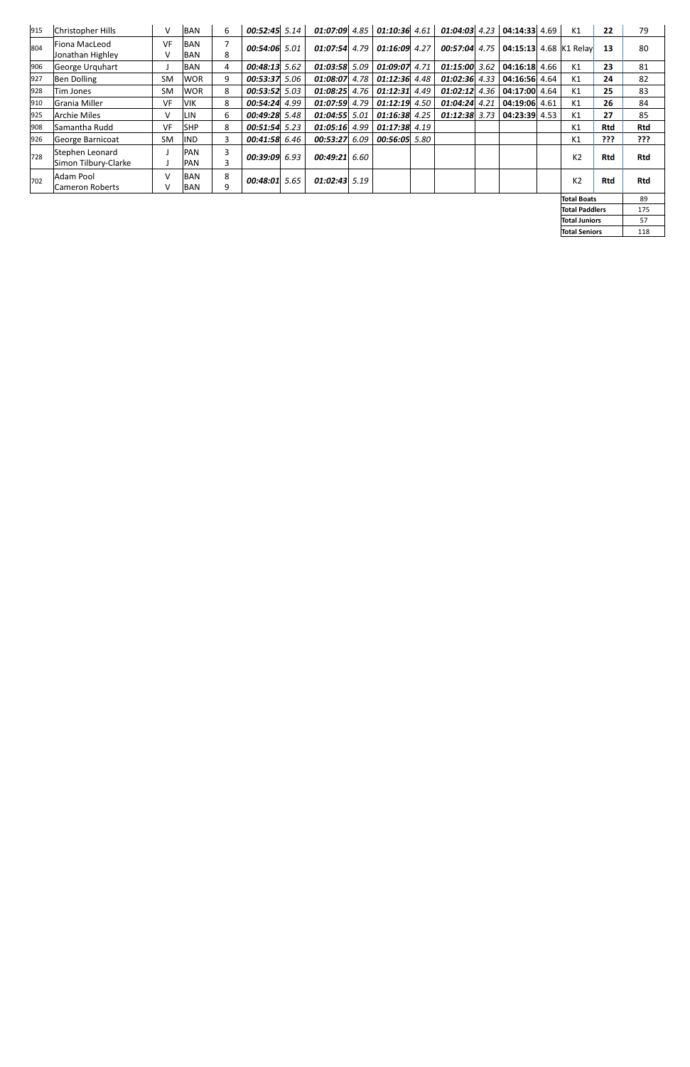| | | | | | | | | | | | | | | | | | | |
|---|---|---|---|---|---|---|---|---|---|---|---|---|---|---|---|---|---|---|
| 915 | Christopher Hills | V | BAN | 6 | *00:52:45* | *5.14* | *01:07:09* | *4.85* | *01:10:36* | *4.61* | *01:04:03* | *4.23* | **04:14:33** | 4.69 | K1 | **22** | 79 |
| 804 | Fiona MacLeod<br>Jonathan Highley | VF<br>V | BAN<br>BAN | 7<br>8 | *00:54:06* | *5.01* | *01:07:54* | *4.79* | *01:16:09* | *4.27* | *00:57:04* | *4.75* | **04:15:13** | 4.68 | K1 Relay | **13** | 80 |
| 906 | George Urquhart | J | BAN | 4 | *00:48:13* | *5.62* | *01:03:58* | *5.09* | *01:09:07* | *4.71* | *01:15:00* | *3.62* | **04:16:18** | 4.66 | K1 | **23** | 81 |
| 927 | Ben Dolling | SM | WOR | 9 | *00:53:37* | *5.06* | *01:08:07* | *4.78* | *01:12:36* | *4.48* | *01:02:36* | *4.33* | **04:16:56** | 4.64 | K1 | **24** | 82 |
| 928 | Tim Jones | SM | WOR | 8 | *00:53:52* | *5.03* | *01:08:25* | *4.76* | *01:12:31* | *4.49* | *01:02:12* | *4.36* | **04:17:00** | 4.64 | K1 | **25** | 83 |
| 910 | Grania Miller | VF | VIK | 8 | *00:54:24* | *4.99* | *01:07:59* | *4.79* | *01:12:19* | *4.50* | *01:04:24* | *4.21* | **04:19:06** | 4.61 | K1 | **26** | 84 |
| 925 | Archie Miles | V | LIN | 6 | *00:49:28* | *5.48* | *01:04:55* | *5.01* | *01:16:38* | *4.25* | *01:12:38* | *3.73* | **04:23:39** | 4.53 | K1 | **27** | 85 |
| 908 | Samantha Rudd | VF | SHP | 8 | *00:51:54* | *5.23* | *01:05:16* | *4.99* | *01:17:38* | *4.19* | | | | | K1 | **Rtd** | **Rtd** |
| 926 | George Barnicoat | SM | IND | 3 | *00:41:58* | *6.46* | *00:53:27* | *6.09* | *00:56:05* | *5.80* | | | | | K1 | **???** | **???** |
| 728 | Stephen Leonard<br>Simon Tilbury-Clarke | J<br>J | PAN<br>PAN | 3<br>3 | *00:39:09* | *6.93* | *00:49:21* | *6.60* | | | | | | | K2 | **Rtd** | **Rtd** |
| 702 | Adam Pool<br>Cameron Roberts | V<br>V | BAN<br>BAN | 8<br>9 | *00:48:01* | *5.65* | *01:02:43* | *5.19* | | | | | | | K2 | **Rtd** | **Rtd** |

| | |
|---|---|
| **Total Boats** | 89 |
| **Total Paddlers** | 175 |
| **Total Juniors** | 57 |
| **Total Seniors** | 118 |